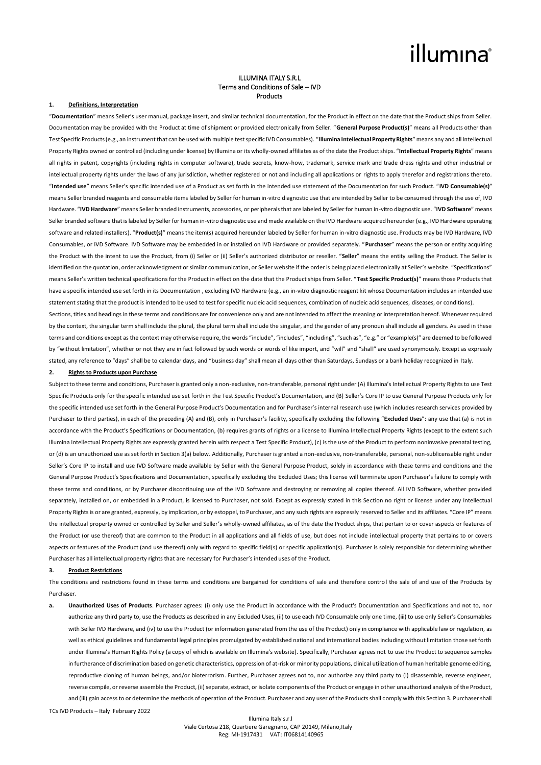illumina®

# ILLUMINA ITALY S.R.L
## Terms and Conditions of Sale – IVD Products

**1. Definitions, Interpretation**

"**Documentation**" means Seller's user manual, package insert, and similar technical documentation, for the Product in effect on the date that the Product ships from Seller. Documentation may be provided with the Product at time of shipment or provided electronically from Seller. "**General Purpose Product(s)**" means all Products other than Test Specific Products (e.g., an instrument that can be used with multiple test specific IVD Consumables). "**Illumina Intellectual Property Rights**" means any and all Intellectual Property Rights owned or controlled (including under license) by Illumina or its wholly-owned affiliates as of the date the Product ships. "**Intellectual Property Rights**" means all rights in patent, copyrights (including rights in computer software), trade secrets, know-how, trademark, service mark and trade dress rights and other industrial or intellectual property rights under the laws of any jurisdiction, whether registered or not and including all applications or rights to apply therefor and registrations thereto. "**Intended use**" means Seller's specific intended use of a Product as set forth in the intended use statement of the Documentation for such Product. "**IVD Consumable(s)**" means Seller branded reagents and consumable items labeled by Seller for human in-vitro diagnostic use that are intended by Seller to be consumed through the use of, IVD Hardware. "**IVD Hardware**" means Seller branded instruments, accessories, or peripherals that are labeled by Seller for human in-vitro diagnostic use. "**IVD Software**" means Seller branded software that is labeled by Seller for human in-vitro diagnostic use and made available on the IVD Hardware acquired hereunder (e.g., IVD Hardware operating software and related installers). "**Product(s)**" means the item(s) acquired hereunder labeled by Seller for human in-vitro diagnostic use. Products may be IVD Hardware, IVD Consumables, or IVD Software. IVD Software may be embedded in or installed on IVD Hardware or provided separately. "**Purchaser**" means the person or entity acquiring the Product with the intent to use the Product, from (i) Seller or (ii) Seller's authorized distributor or reseller. "**Seller**" means the entity selling the Product. The Seller is identified on the quotation, order acknowledgment or similar communication, or Seller website if the order is being placed electronically at Seller's website. "Specifications" means Seller's written technical specifications for the Product in effect on the date that the Product ships from Seller. "**Test Specific Product(s)**" means those Products that have a specific intended use set forth in its Documentation , excluding IVD Hardware (e.g., an in-vitro diagnostic reagent kit whose Documentation includes an intended use statement stating that the product is intended to be used to test for specific nucleic acid sequences, combination of nucleic acid sequences, diseases, or conditions).

Sections, titles and headings in these terms and conditions are for convenience only and are not intended to affect the meaning or interpretation hereof. Whenever required by the context, the singular term shall include the plural, the plural term shall include the singular, and the gender of any pronoun shall include all genders. As used in these terms and conditions except as the context may otherwise require, the words "include", "includes", "including", "such as", "e.g." or "example(s)" are deemed to be followed by "without limitation", whether or not they are in fact followed by such words or words of like import, and "will" and "shall" are used synonymously. Except as expressly stated, any reference to "days" shall be to calendar days, and "business day" shall mean all days other than Saturdays, Sundays or a bank holiday recognized in Italy.

**2. Rights to Products upon Purchase**

Subject to these terms and conditions, Purchaser is granted only a non-exclusive, non-transferable, personal right under (A) Illumina's Intellectual Property Rights to use Test Specific Products only for the specific intended use set forth in the Test Specific Product's Documentation, and (B) Seller's Core IP to use General Purpose Products only for the specific intended use set forth in the General Purpose Product's Documentation and for Purchaser's internal research use (which includes research services provided by Purchaser to third parties), in each of the preceding (A) and (B), only in Purchaser's facility, specifically excluding the following "**Excluded Uses**": any use that (a) is not in accordance with the Product's Specifications or Documentation, (b) requires grants of rights or a license to Illumina Intellectual Property Rights (except to the extent such Illumina Intellectual Property Rights are expressly granted herein with respect a Test Specific Product), (c) is the use of the Product to perform noninvasive prenatal testing, or (d) is an unauthorized use as set forth in Section 3(a) below. Additionally, Purchaser is granted a non-exclusive, non-transferable, personal, non-sublicensable right under Seller's Core IP to install and use IVD Software made available by Seller with the General Purpose Product, solely in accordance with these terms and conditions and the General Purpose Product's Specifications and Documentation, specifically excluding the Excluded Uses; this license will terminate upon Purchaser's failure to comply with these terms and conditions, or by Purchaser discontinuing use of the IVD Software and destroying or removing all copies thereof. All IVD Software, whether provided separately, installed on, or embedded in a Product, is licensed to Purchaser, not sold. Except as expressly stated in this Section no right or license under any Intellectual Property Rights is or are granted, expressly, by implication, or by estoppel, to Purchaser, and any such rights are expressly reserved to Seller and its affiliates. "Core IP" means the intellectual property owned or controlled by Seller and Seller's wholly-owned affiliates, as of the date the Product ships, that pertain to or cover aspects or features of the Product (or use thereof) that are common to the Product in all applications and all fields of use, but does not include intellectual property that pertains to or covers aspects or features of the Product (and use thereof) only with regard to specific field(s) or specific application(s). Purchaser is solely responsible for determining whether Purchaser has all intellectual property rights that are necessary for Purchaser's intended uses of the Product.

**3. Product Restrictions**

The conditions and restrictions found in these terms and conditions are bargained for conditions of sale and therefore control the sale of and use of the Products by Purchaser.

**a. Unauthorized Uses of Products**. Purchaser agrees: (i) only use the Product in accordance with the Product's Documentation and Specifications and not to, nor authorize any third party to, use the Products as described in any Excluded Uses, (ii) to use each IVD Consumable only one time, (iii) to use only Seller's Consumables with Seller IVD Hardware, and (iv) to use the Product (or information generated from the use of the Product) only in compliance with applicable law or regulation, as well as ethical guidelines and fundamental legal principles promulgated by established national and international bodies including without limitation those set forth under Illumina's Human Rights Policy (a copy of which is available on Illumina's website). Specifically, Purchaser agrees not to use the Product to sequence samples in furtherance of discrimination based on genetic characteristics, oppression of at-risk or minority populations, clinical utilization of human heritable genome editing, reproductive cloning of human beings, and/or bioterrorism. Further, Purchaser agrees not to, nor authorize any third party to (i) disassemble, reverse engineer, reverse compile, or reverse assemble the Product, (ii) separate, extract, or isolate components of the Product or engage in other unauthorized analysis of the Product, and (iii) gain access to or determine the methods of operation of the Product. Purchaser and any user of the Products shall comply with this Section 3. Purchaser shall

TCs IVD Products – Italy February 2022

Illumina Italy s.r.l
Viale Certosa 218, Quartiere Garegnano, CAP 20149, Milano,Italy
Reg: MI-1917431 VAT: IT06814140965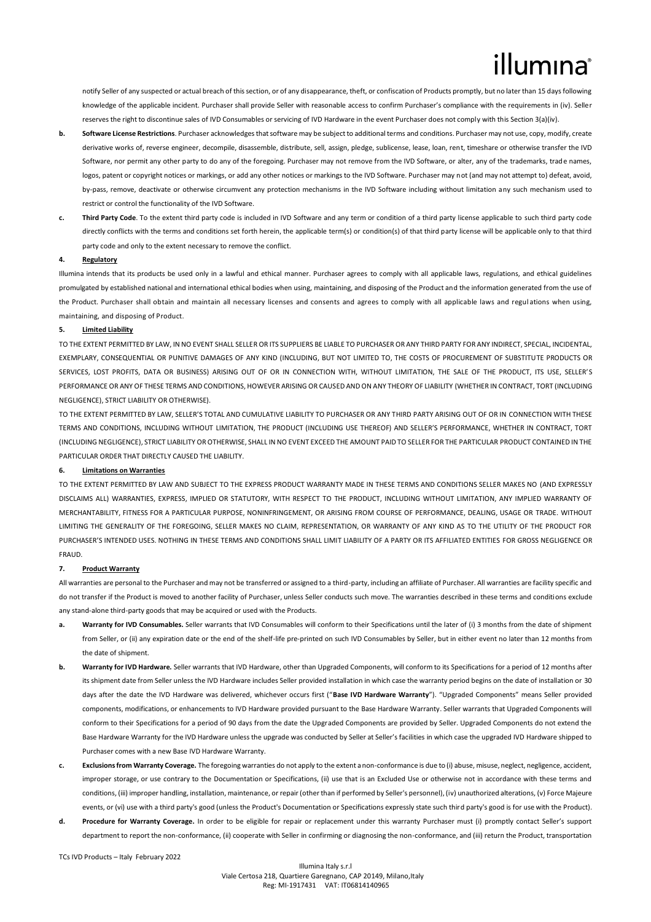notify Seller of any suspected or actual breach of this section, or of any disappearance, theft, or confiscation of Products promptly, but no later than 15 days following knowledge of the applicable incident. Purchaser shall provide Seller with reasonable access to confirm Purchaser's compliance with the requirements in (iv). Seller reserves the right to discontinue sales of IVD Consumables or servicing of IVD Hardware in the event Purchaser does not comply with this Section 3(a)(iv).

**b. Software License Restrictions**. Purchaser acknowledges that software may be subject to additional terms and conditions. Purchaser may not use, copy, modify, create derivative works of, reverse engineer, decompile, disassemble, distribute, sell, assign, pledge, sublicense, lease, loan, rent, timeshare or otherwise transfer the IVD Software, nor permit any other party to do any of the foregoing. Purchaser may not remove from the IVD Software, or alter, any of the trademarks, trade names, logos, patent or copyright notices or markings, or add any other notices or markings to the IVD Software. Purchaser may not (and may not attempt to) defeat, avoid, by-pass, remove, deactivate or otherwise circumvent any protection mechanisms in the IVD Software including without limitation any such mechanism used to restrict or control the functionality of the IVD Software.

**c. Third Party Code**. To the extent third party code is included in IVD Software and any term or condition of a third party license applicable to such third party code directly conflicts with the terms and conditions set forth herein, the applicable term(s) or condition(s) of that third party license will be applicable only to that third party code and only to the extent necessary to remove the conflict.

**4. Regulatory**

Illumina intends that its products be used only in a lawful and ethical manner. Purchaser agrees to comply with all applicable laws, regulations, and ethical guidelines promulgated by established national and international ethical bodies when using, maintaining, and disposing of the Product and the information generated from the use of the Product. Purchaser shall obtain and maintain all necessary licenses and consents and agrees to comply with all applicable laws and regulations when using, maintaining, and disposing of Product.

**5. Limited Liability**

TO THE EXTENT PERMITTED BY LAW, IN NO EVENT SHALL SELLER OR ITS SUPPLIERS BE LIABLE TO PURCHASER OR ANY THIRD PARTY FOR ANY INDIRECT, SPECIAL, INCIDENTAL, EXEMPLARY, CONSEQUENTIAL OR PUNITIVE DAMAGES OF ANY KIND (INCLUDING, BUT NOT LIMITED TO, THE COSTS OF PROCUREMENT OF SUBSTITUTE PRODUCTS OR SERVICES, LOST PROFITS, DATA OR BUSINESS) ARISING OUT OF OR IN CONNECTION WITH, WITHOUT LIMITATION, THE SALE OF THE PRODUCT, ITS USE, SELLER'S PERFORMANCE OR ANY OF THESE TERMS AND CONDITIONS, HOWEVER ARISING OR CAUSED AND ON ANY THEORY OF LIABILITY (WHETHER IN CONTRACT, TORT (INCLUDING NEGLIGENCE), STRICT LIABILITY OR OTHERWISE).

TO THE EXTENT PERMITTED BY LAW, SELLER'S TOTAL AND CUMULATIVE LIABILITY TO PURCHASER OR ANY THIRD PARTY ARISING OUT OF OR IN CONNECTION WITH THESE TERMS AND CONDITIONS, INCLUDING WITHOUT LIMITATION, THE PRODUCT (INCLUDING USE THEREOF) AND SELLER'S PERFORMANCE, WHETHER IN CONTRACT, TORT (INCLUDING NEGLIGENCE), STRICT LIABILITY OR OTHERWISE, SHALL IN NO EVENT EXCEED THE AMOUNT PAID TO SELLER FOR THE PARTICULAR PRODUCT CONTAINED IN THE PARTICULAR ORDER THAT DIRECTLY CAUSED THE LIABILITY.

**6. Limitations on Warranties**

TO THE EXTENT PERMITTED BY LAW AND SUBJECT TO THE EXPRESS PRODUCT WARRANTY MADE IN THESE TERMS AND CONDITIONS SELLER MAKES NO (AND EXPRESSLY DISCLAIMS ALL) WARRANTIES, EXPRESS, IMPLIED OR STATUTORY, WITH RESPECT TO THE PRODUCT, INCLUDING WITHOUT LIMITATION, ANY IMPLIED WARRANTY OF MERCHANTABILITY, FITNESS FOR A PARTICULAR PURPOSE, NONINFRINGEMENT, OR ARISING FROM COURSE OF PERFORMANCE, DEALING, USAGE OR TRADE. WITHOUT LIMITING THE GENERALITY OF THE FOREGOING, SELLER MAKES NO CLAIM, REPRESENTATION, OR WARRANTY OF ANY KIND AS TO THE UTILITY OF THE PRODUCT FOR PURCHASER'S INTENDED USES. NOTHING IN THESE TERMS AND CONDITIONS SHALL LIMIT LIABILITY OF A PARTY OR ITS AFFILIATED ENTITIES FOR GROSS NEGLIGENCE OR FRAUD.

**7. Product Warranty**

All warranties are personal to the Purchaser and may not be transferred or assigned to a third-party, including an affiliate of Purchaser. All warranties are facility specific and do not transfer if the Product is moved to another facility of Purchaser, unless Seller conducts such move. The warranties described in these terms and conditions exclude any stand-alone third-party goods that may be acquired or used with the Products.

**a. Warranty for IVD Consumables.** Seller warrants that IVD Consumables will conform to their Specifications until the later of (i) 3 months from the date of shipment from Seller, or (ii) any expiration date or the end of the shelf-life pre-printed on such IVD Consumables by Seller, but in either event no later than 12 months from the date of shipment.

**b. Warranty for IVD Hardware.** Seller warrants that IVD Hardware, other than Upgraded Components, will conform to its Specifications for a period of 12 months after its shipment date from Seller unless the IVD Hardware includes Seller provided installation in which case the warranty period begins on the date of installation or 30 days after the date the IVD Hardware was delivered, whichever occurs first ("**Base IVD Hardware Warranty**"). "Upgraded Components" means Seller provided components, modifications, or enhancements to IVD Hardware provided pursuant to the Base Hardware Warranty. Seller warrants that Upgraded Components will conform to their Specifications for a period of 90 days from the date the Upgraded Components are provided by Seller. Upgraded Components do not extend the Base Hardware Warranty for the IVD Hardware unless the upgrade was conducted by Seller at Seller's facilities in which case the upgraded IVD Hardware shipped to Purchaser comes with a new Base IVD Hardware Warranty.

**c. Exclusions from Warranty Coverage.** The foregoing warranties do not apply to the extent a non-conformance is due to (i) abuse, misuse, neglect, negligence, accident, improper storage, or use contrary to the Documentation or Specifications, (ii) use that is an Excluded Use or otherwise not in accordance with these terms and conditions, (iii) improper handling, installation, maintenance, or repair (other than if performed by Seller's personnel), (iv) unauthorized alterations, (v) Force Majeure events, or (vi) use with a third party's good (unless the Product's Documentation or Specifications expressly state such third party's good is for use with the Product).

**d. Procedure for Warranty Coverage.** In order to be eligible for repair or replacement under this warranty Purchaser must (i) promptly contact Seller's support department to report the non-conformance, (ii) cooperate with Seller in confirming or diagnosing the non-conformance, and (iii) return the Product, transportation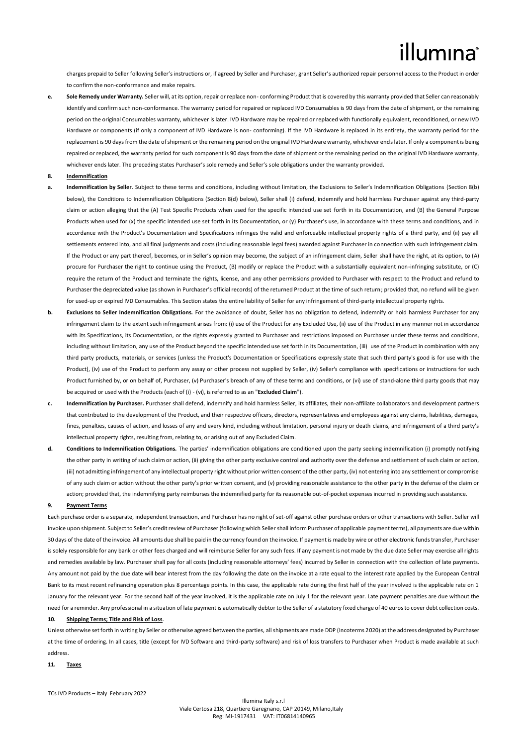charges prepaid to Seller following Seller's instructions or, if agreed by Seller and Purchaser, grant Seller's authorized repair personnel access to the Product in order to confirm the non-conformance and make repairs.

**e. Sole Remedy under Warranty.** Seller will, at its option, repair or replace non- conforming Product that is covered by this warranty provided that Seller can reasonably identify and confirm such non-conformance. The warranty period for repaired or replaced IVD Consumables is 90 days from the date of shipment, or the remaining period on the original Consumables warranty, whichever is later. IVD Hardware may be repaired or replaced with functionally equivalent, reconditioned, or new IVD Hardware or components (if only a component of IVD Hardware is non- conforming). If the IVD Hardware is replaced in its entirety, the warranty period for the replacement is 90 days from the date of shipment or the remaining period on the original IVD Hardware warranty, whichever ends later. If only a component is being repaired or replaced, the warranty period for such component is 90 days from the date of shipment or the remaining period on the original IVD Hardware warranty, whichever ends later. The preceding states Purchaser's sole remedy and Seller's sole obligations under the warranty provided.

**8. <u>Indemnification</u>**

**a. Indemnification by Seller**. Subject to these terms and conditions, including without limitation, the Exclusions to Seller's Indemnification Obligations (Section 8(b) below), the Conditions to Indemnification Obligations (Section 8(d) below), Seller shall (i) defend, indemnify and hold harmless Purchaser against any third-party claim or action alleging that the (A) Test Specific Products when used for the specific intended use set forth in its Documentation, and (B) the General Purpose Products when used for (x) the specific intended use set forth in its Documentation, or (y) Purchaser's use, in accordance with these terms and conditions, and in accordance with the Product's Documentation and Specifications infringes the valid and enforceable intellectual property rights of a third party, and (ii) pay all settlements entered into, and all final judgments and costs (including reasonable legal fees) awarded against Purchaser in connection with such infringement claim. If the Product or any part thereof, becomes, or in Seller's opinion may become, the subject of an infringement claim, Seller shall have the right, at its option, to (A) procure for Purchaser the right to continue using the Product, (B) modify or replace the Product with a substantially equivalent non-infringing substitute, or (C) require the return of the Product and terminate the rights, license, and any other permissions provided to Purchaser with respect to the Product and refund to Purchaser the depreciated value (as shown in Purchaser's official records) of the returned Product at the time of such return; provided that, no refund will be given for used-up or expired IVD Consumables. This Section states the entire liability of Seller for any infringement of third-party intellectual property rights.

**b. Exclusions to Seller Indemnification Obligations.** For the avoidance of doubt, Seller has no obligation to defend, indemnify or hold harmless Purchaser for any infringement claim to the extent such infringement arises from: (i) use of the Product for any Excluded Use, (ii) use of the Product in any manner not in accordance with its Specifications, its Documentation, or the rights expressly granted to Purchaser and restrictions imposed on Purchaser under these terms and conditions, including without limitation, any use of the Product beyond the specific intended use set forth in its Documentation, (iii) use of the Product in combination with any third party products, materials, or services (unless the Product's Documentation or Specifications expressly state that such third party's good is for use with the Product), (iv) use of the Product to perform any assay or other process not supplied by Seller, (iv) Seller's compliance with specifications or instructions for such Product furnished by, or on behalf of, Purchaser, (v) Purchaser's breach of any of these terms and conditions, or (vi) use of stand-alone third party goods that may be acquired or used with the Products (each of (i) - (vi), is referred to as an "**Excluded Claim**").

**c. Indemnification by Purchaser.** Purchaser shall defend, indemnify and hold harmless Seller, its affiliates, their non-affiliate collaborators and development partners that contributed to the development of the Product, and their respective officers, directors, representatives and employees against any claims, liabilities, damages, fines, penalties, causes of action, and losses of any and every kind, including without limitation, personal injury or death claims, and infringement of a third party's intellectual property rights, resulting from, relating to, or arising out of any Excluded Claim.

**d. Conditions to Indemnification Obligations.** The parties' indemnification obligations are conditioned upon the party seeking indemnification (i) promptly notifying the other party in writing of such claim or action, (ii) giving the other party exclusive control and authority over the defense and settlement of such claim or action, (iii) not admitting infringement of any intellectual property right without prior written consent of the other party, (iv) not entering into any settlement or compromise of any such claim or action without the other party's prior written consent, and (v) providing reasonable assistance to the other party in the defense of the claim or action; provided that, the indemnifying party reimburses the indemnified party for its reasonable out-of-pocket expenses incurred in providing such assistance.

**9. <u>Payment Terms</u>**

Each purchase order is a separate, independent transaction, and Purchaser has no right of set-off against other purchase orders or other transactions with Seller. Seller will invoice upon shipment. Subject to Seller's credit review of Purchaser (following which Seller shall inform Purchaser of applicable payment terms), all payments are due within 30 days of the date of the invoice. All amounts due shall be paid in the currency found on the invoice. If payment is made by wire or other electronic funds transfer, Purchaser is solely responsible for any bank or other fees charged and will reimburse Seller for any such fees. If any payment is not made by the due date Seller may exercise all rights and remedies available by law. Purchaser shall pay for all costs (including reasonable attorneys' fees) incurred by Seller in connection with the collection of late payments. Any amount not paid by the due date will bear interest from the day following the date on the invoice at a rate equal to the interest rate applied by the European Central Bank to its most recent refinancing operation plus 8 percentage points. In this case, the applicable rate during the first half of the year involved is the applicable rate on 1 January for the relevant year. For the second half of the year involved, it is the applicable rate on July 1 for the relevant year. Late payment penalties are due without the need for a reminder. Any professional in a situation of late payment is automatically debtor to the Seller of a statutory fixed charge of 40 euros to cover debt collection costs.

**10. <u>Shipping Terms; Title and Risk of Loss</u>**.

Unless otherwise set forth in writing by Seller or otherwise agreed between the parties, all shipments are made DDP (Incoterms 2020) at the address designated by Purchaser at the time of ordering. In all cases, title (except for IVD Software and third-party software) and risk of loss transfers to Purchaser when Product is made available at such address.

**11. <u>Taxes</u>**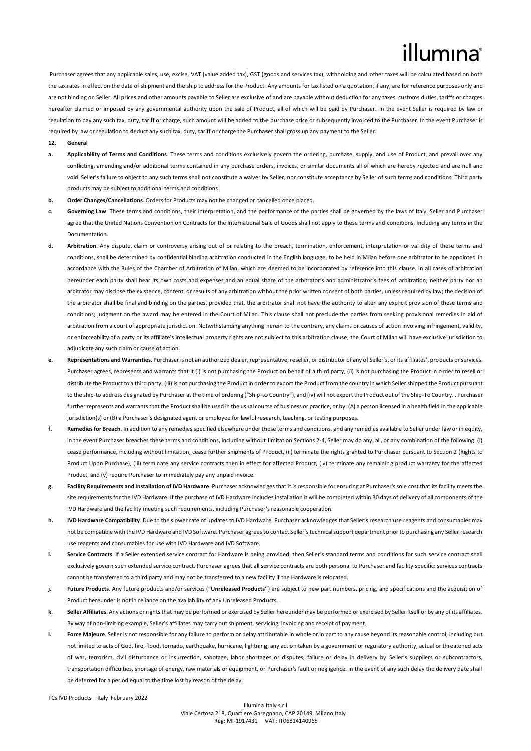Purchaser agrees that any applicable sales, use, excise, VAT (value added tax), GST (goods and services tax), withholding and other taxes will be calculated based on both the tax rates in effect on the date of shipment and the ship to address for the Product. Any amounts for tax listed on a quotation, if any, are for reference purposes only and are not binding on Seller. All prices and other amounts payable to Seller are exclusive of and are payable without deduction for any taxes, customs duties, tariffs or charges hereafter claimed or imposed by any governmental authority upon the sale of Product, all of which will be paid by Purchaser. In the event Seller is required by law or regulation to pay any such tax, duty, tariff or charge, such amount will be added to the purchase price or subsequently invoiced to the Purchaser. In the event Purchaser is required by law or regulation to deduct any such tax, duty, tariff or charge the Purchaser shall gross up any payment to the Seller.

**12. General**

**a. Applicability of Terms and Conditions**. These terms and conditions exclusively govern the ordering, purchase, supply, and use of Product, and prevail over any conflicting, amending and/or additional terms contained in any purchase orders, invoices, or similar documents all of which are hereby rejected and are null and void. Seller's failure to object to any such terms shall not constitute a waiver by Seller, nor constitute acceptance by Seller of such terms and conditions. Third party products may be subject to additional terms and conditions.

**b. Order Changes/Cancellations**. Orders for Products may not be changed or cancelled once placed.

**c. Governing Law**. These terms and conditions, their interpretation, and the performance of the parties shall be governed by the laws of Italy. Seller and Purchaser agree that the United Nations Convention on Contracts for the International Sale of Goods shall not apply to these terms and conditions, including any terms in the Documentation.

**d. Arbitration**. Any dispute, claim or controversy arising out of or relating to the breach, termination, enforcement, interpretation or validity of these terms and conditions, shall be determined by confidential binding arbitration conducted in the English language, to be held in Milan before one arbitrator to be appointed in accordance with the Rules of the Chamber of Arbitration of Milan, which are deemed to be incorporated by reference into this clause. In all cases of arbitration hereunder each party shall bear its own costs and expenses and an equal share of the arbitrator's and administrator's fees of arbitration; neither party nor an arbitrator may disclose the existence, content, or results of any arbitration without the prior written consent of both parties, unless required by law; the decision of the arbitrator shall be final and binding on the parties, provided that, the arbitrator shall not have the authority to alter any explicit provision of these terms and conditions; judgment on the award may be entered in the Court of Milan. This clause shall not preclude the parties from seeking provisional remedies in aid of arbitration from a court of appropriate jurisdiction. Notwithstanding anything herein to the contrary, any claims or causes of action involving infringement, validity, or enforceability of a party or its affiliate's intellectual property rights are not subject to this arbitration clause; the Court of Milan will have exclusive jurisdiction to adjudicate any such claim or cause of action.

**e. Representations and Warranties**. Purchaser is not an authorized dealer, representative, reseller, or distributor of any of Seller's, or its affiliates', products or services. Purchaser agrees, represents and warrants that it (i) is not purchasing the Product on behalf of a third party, (ii) is not purchasing the Product in order to resell or distribute the Product to a third party, (iii) is not purchasing the Product in order to export the Product from the country in which Seller shipped the Product pursuant to the ship-to address designated by Purchaser at the time of ordering ("Ship-to Country"), and (iv) will not export the Product out of the Ship-To Country. . Purchaser further represents and warrants that the Product shall be used in the usual course of business or practice, or by: (A) a person licensed in a health field in the applicable jurisdiction(s) or (B) a Purchaser's designated agent or employee for lawful research, teaching, or testing purposes.

**f. Remedies for Breach**. In addition to any remedies specified elsewhere under these terms and conditions, and any remedies available to Seller under law or in equity, in the event Purchaser breaches these terms and conditions, including without limitation Sections 2-4, Seller may do any, all, or any combination of the following: (i) cease performance, including without limitation, cease further shipments of Product, (ii) terminate the rights granted to Purchaser pursuant to Section 2 (Rights to Product Upon Purchase), (iii) terminate any service contracts then in effect for affected Product, (iv) terminate any remaining product warranty for the affected Product, and (v) require Purchaser to immediately pay any unpaid invoice.

**g. Facility Requirements and Installation of IVD Hardware**. Purchaser acknowledges that it is responsible for ensuring at Purchaser's sole cost that its facility meets the site requirements for the IVD Hardware. If the purchase of IVD Hardware includes installation it will be completed within 30 days of delivery of all components of the IVD Hardware and the facility meeting such requirements, including Purchaser's reasonable cooperation.

**h. IVD Hardware Compatibility**. Due to the slower rate of updates to IVD Hardware, Purchaser acknowledges that Seller's research use reagents and consumables may not be compatible with the IVD Hardware and IVD Software. Purchaser agrees to contact Seller's technical support department prior to purchasing any Seller research use reagents and consumables for use with IVD Hardware and IVD Software.

**i. Service Contracts**. If a Seller extended service contract for Hardware is being provided, then Seller's standard terms and conditions for such service contract shall exclusively govern such extended service contract. Purchaser agrees that all service contracts are both personal to Purchaser and facility specific: services contracts cannot be transferred to a third party and may not be transferred to a new facility if the Hardware is relocated.

**j. Future Products**. Any future products and/or services ("**Unreleased Products**") are subject to new part numbers, pricing, and specifications and the acquisition of Product hereunder is not in reliance on the availability of any Unreleased Products.

**k. Seller Affiliates**. Any actions or rights that may be performed or exercised by Seller hereunder may be performed or exercised by Seller itself or by any of its affiliates. By way of non-limiting example, Seller's affiliates may carry out shipment, servicing, invoicing and receipt of payment.

**l. Force Majeure**. Seller is not responsible for any failure to perform or delay attributable in whole or in part to any cause beyond its reasonable control, including but not limited to acts of God, fire, flood, tornado, earthquake, hurricane, lightning, any action taken by a government or regulatory authority, actual or threatened acts of war, terrorism, civil disturbance or insurrection, sabotage, labor shortages or disputes, failure or delay in delivery by Seller's suppliers or subcontractors, transportation difficulties, shortage of energy, raw materials or equipment, or Purchaser's fault or negligence. In the event of any such delay the delivery date shall be deferred for a period equal to the time lost by reason of the delay.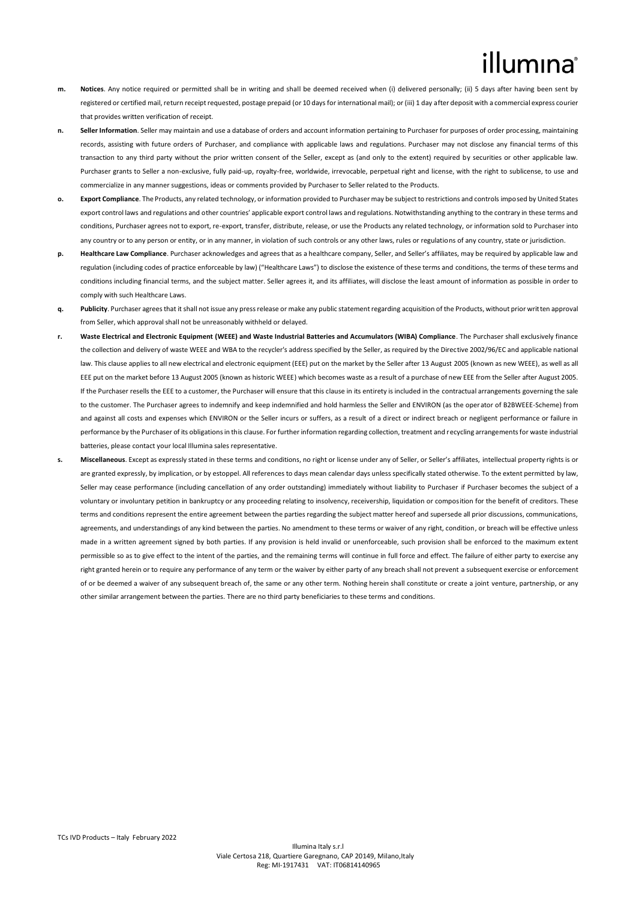**m.** **Notices**. Any notice required or permitted shall be in writing and shall be deemed received when (i) delivered personally; (ii) 5 days after having been sent by registered or certified mail, return receipt requested, postage prepaid (or 10 days for international mail); or (iii) 1 day after deposit with a commercial express courier that provides written verification of receipt.

**n.** **Seller Information**. Seller may maintain and use a database of orders and account information pertaining to Purchaser for purposes of order processing, maintaining records, assisting with future orders of Purchaser, and compliance with applicable laws and regulations. Purchaser may not disclose any financial terms of this transaction to any third party without the prior written consent of the Seller, except as (and only to the extent) required by securities or other applicable law. Purchaser grants to Seller a non-exclusive, fully paid-up, royalty-free, worldwide, irrevocable, perpetual right and license, with the right to sublicense, to use and commercialize in any manner suggestions, ideas or comments provided by Purchaser to Seller related to the Products.

**o.** **Export Compliance**. The Products, any related technology, or information provided to Purchaser may be subject to restrictions and controls imposed by United States export control laws and regulations and other countries' applicable export control laws and regulations. Notwithstanding anything to the contrary in these terms and conditions, Purchaser agrees not to export, re-export, transfer, distribute, release, or use the Products any related technology, or information sold to Purchaser into any country or to any person or entity, or in any manner, in violation of such controls or any other laws, rules or regulations of any country, state or jurisdiction.

**p.** **Healthcare Law Compliance**. Purchaser acknowledges and agrees that as a healthcare company, Seller, and Seller's affiliates, may be required by applicable law and regulation (including codes of practice enforceable by law) ("Healthcare Laws") to disclose the existence of these terms and conditions, the terms of these terms and conditions including financial terms, and the subject matter. Seller agrees it, and its affiliates, will disclose the least amount of information as possible in order to comply with such Healthcare Laws.

**q.** **Publicity**. Purchaser agrees that it shall not issue any press release or make any public statement regarding acquisition of the Products, without prior written approval from Seller, which approval shall not be unreasonably withheld or delayed.

**r.** **Waste Electrical and Electronic Equipment (WEEE) and Waste Industrial Batteries and Accumulators (WIBA) Compliance**. The Purchaser shall exclusively finance the collection and delivery of waste WEEE and WBA to the recycler's address specified by the Seller, as required by the Directive 2002/96/EC and applicable national law. This clause applies to all new electrical and electronic equipment (EEE) put on the market by the Seller after 13 August 2005 (known as new WEEE), as well as all EEE put on the market before 13 August 2005 (known as historic WEEE) which becomes waste as a result of a purchase of new EEE from the Seller after August 2005. If the Purchaser resells the EEE to a customer, the Purchaser will ensure that this clause in its entirety is included in the contractual arrangements governing the sale to the customer. The Purchaser agrees to indemnify and keep indemnified and hold harmless the Seller and ENVIRON (as the operator of B2BWEEE-Scheme) from and against all costs and expenses which ENVIRON or the Seller incurs or suffers, as a result of a direct or indirect breach or negligent performance or failure in performance by the Purchaser of its obligations in this clause. For further information regarding collection, treatment and recycling arrangements for waste industrial batteries, please contact your local Illumina sales representative.

**s.** **Miscellaneous**. Except as expressly stated in these terms and conditions, no right or license under any of Seller, or Seller's affiliates, intellectual property rights is or are granted expressly, by implication, or by estoppel. All references to days mean calendar days unless specifically stated otherwise. To the extent permitted by law, Seller may cease performance (including cancellation of any order outstanding) immediately without liability to Purchaser if Purchaser becomes the subject of a voluntary or involuntary petition in bankruptcy or any proceeding relating to insolvency, receivership, liquidation or composition for the benefit of creditors. These terms and conditions represent the entire agreement between the parties regarding the subject matter hereof and supersede all prior discussions, communications, agreements, and understandings of any kind between the parties. No amendment to these terms or waiver of any right, condition, or breach will be effective unless made in a written agreement signed by both parties. If any provision is held invalid or unenforceable, such provision shall be enforced to the maximum extent permissible so as to give effect to the intent of the parties, and the remaining terms will continue in full force and effect. The failure of either party to exercise any right granted herein or to require any performance of any term or the waiver by either party of any breach shall not prevent a subsequent exercise or enforcement of or be deemed a waiver of any subsequent breach of, the same or any other term. Nothing herein shall constitute or create a joint venture, partnership, or any other similar arrangement between the parties. There are no third party beneficiaries to these terms and conditions.